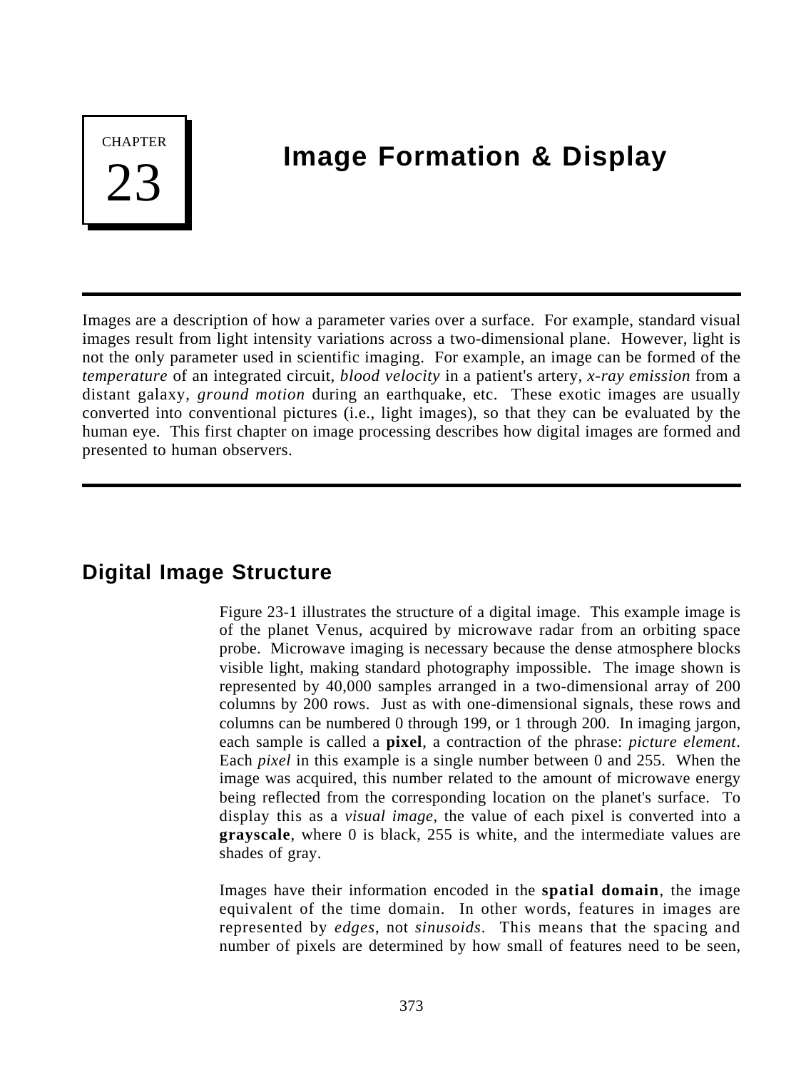# CHAPTER 23

# Image Formation & Display

Images are a description of how a parameter varies over a surface. For example, standard visual images result from light intensity variations across a two-dimensional plane. However, light is not the only parameter used in scientific imaging. For example, an image can be formed of the *temperature* of an integrated circuit, *blood velocity* in a patient's artery, *x-ray emission* from a distant galaxy, *ground motion* during an earthquake, etc. These exotic images are usually converted into conventional pictures (i.e., light images), so that they can be evaluated by the human eye. This first chapter on image processing describes how digital images are formed and presented to human observers.

## Digital Image Structure

Figure 23-1 illustrates the structure of a digital image. This example image is of the planet Venus, acquired by microwave radar from an orbiting space probe. Microwave imaging is necessary because the dense atmosphere blocks visible light, making standard photography impossible. The image shown is represented by 40,000 samples arranged in a two-dimensional array of 200 columns by 200 rows. Just as with one-dimensional signals, these rows and columns can be numbered 0 through 199, or 1 through 200. In imaging jargon, each sample is called a **pixel**, a contraction of the phrase: *picture element*. Each *pixel* in this example is a single number between 0 and 255. When the image was acquired, this number related to the amount of microwave energy being reflected from the corresponding location on the planet's surface. To display this as a *visual image*, the value of each pixel is converted into a **grayscale**, where 0 is black, 255 is white, and the intermediate values are shades of gray.

Images have their information encoded in the **spatial domain**, the image equivalent of the time domain. In other words, features in images are represented by *edges*, not *sinusoids*. This means that the spacing and number of pixels are determined by how small of features need to be seen,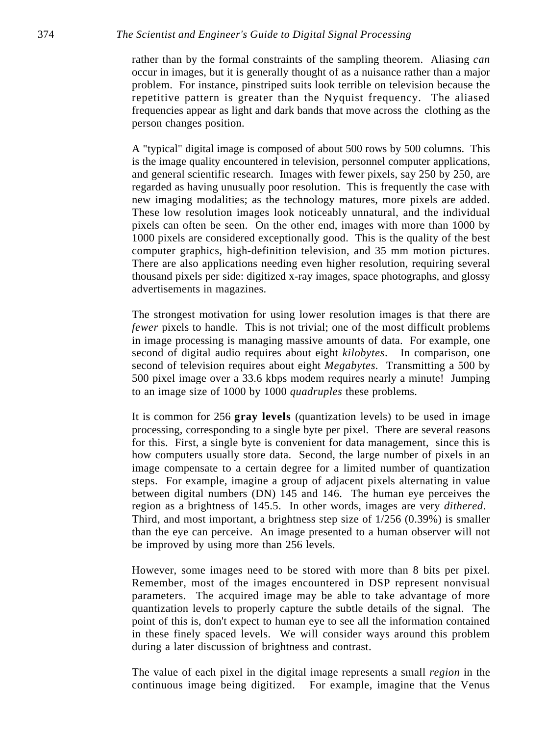rather than by the formal constraints of the sampling theorem. Aliasing *can* occur in images, but it is generally thought of as a nuisance rather than a major problem. For instance, pinstriped suits look terrible on television because the repetitive pattern is greater than the Nyquist frequency. The aliased frequencies appear as light and dark bands that move across the clothing as the person changes position.

A "typical" digital image is composed of about 500 rows by 500 columns. This is the image quality encountered in television, personnel computer applications, and general scientific research. Images with fewer pixels, say 250 by 250, are regarded as having unusually poor resolution. This is frequently the case with new imaging modalities; as the technology matures, more pixels are added. These low resolution images look noticeably unnatural, and the individual pixels can often be seen. On the other end, images with more than 1000 by 1000 pixels are considered exceptionally good. This is the quality of the best computer graphics, high-definition television, and 35 mm motion pictures. There are also applications needing even higher resolution, requiring several thousand pixels per side: digitized x-ray images, space photographs, and glossy advertisements in magazines.

The strongest motivation for using lower resolution images is that there are *fewer* pixels to handle. This is not trivial; one of the most difficult problems in image processing is managing massive amounts of data. For example, one second of digital audio requires about eight *kilobytes*. In comparison, one second of television requires about eight *Megabytes*. Transmitting a 500 by 500 pixel image over a 33.6 kbps modem requires nearly a minute! Jumping to an image size of 1000 by 1000 *quadruples* these problems.

It is common for 256 **gray levels** (quantization levels) to be used in image processing, corresponding to a single byte per pixel. There are several reasons for this. First, a single byte is convenient for data management, since this is how computers usually store data. Second, the large number of pixels in an image compensate to a certain degree for a limited number of quantization steps. For example, imagine a group of adjacent pixels alternating in value between digital numbers (DN) 145 and 146. The human eye perceives the region as a brightness of 145.5. In other words, images are very *dithered*. Third, and most important, a brightness step size of 1/256 (0.39%) is smaller than the eye can perceive. An image presented to a human observer will not be improved by using more than 256 levels.

However, some images need to be stored with more than 8 bits per pixel. Remember, most of the images encountered in DSP represent nonvisual parameters. The acquired image may be able to take advantage of more quantization levels to properly capture the subtle details of the signal. The point of this is, don't expect to human eye to see all the information contained in these finely spaced levels. We will consider ways around this problem during a later discussion of brightness and contrast.

The value of each pixel in the digital image represents a small *region* in the continuous image being digitized. For example, imagine that the Venus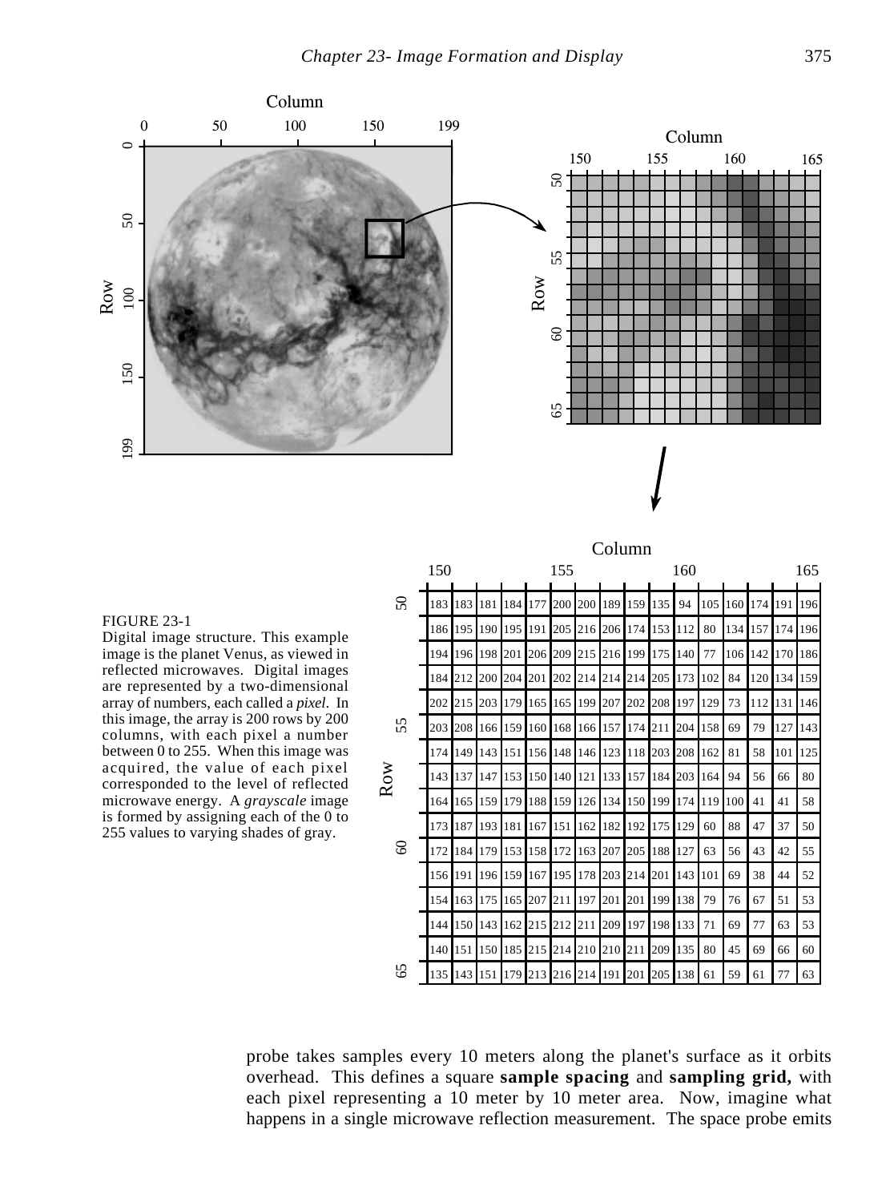| Row \ Column | 150 | 151 | 152 | 153 | 154 | 155 | 156 | 157 | 158 | 159 | 160 | 161 | 162 | 163 | 164 | 165 |
|---|---|---|---|---|---|---|---|---|---|---|---|---|---|---|---|---|
| 50 | 183 | 183 | 181 | 184 | 177 | 200 | 200 | 189 | 159 | 135 | 94 | 105 | 160 | 174 | 191 | 196 |
| 51 | 186 | 195 | 190 | 195 | 191 | 205 | 216 | 206 | 174 | 153 | 112 | 80 | 134 | 157 | 174 | 196 |
| 52 | 194 | 196 | 198 | 201 | 206 | 209 | 215 | 216 | 199 | 175 | 140 | 77 | 106 | 142 | 170 | 186 |
| 53 | 184 | 212 | 200 | 204 | 201 | 202 | 214 | 214 | 214 | 205 | 173 | 102 | 84 | 120 | 134 | 159 |
| 54 | 202 | 215 | 203 | 179 | 165 | 165 | 199 | 207 | 202 | 208 | 197 | 129 | 73 | 112 | 131 | 146 |
| 55 | 203 | 208 | 166 | 159 | 160 | 168 | 166 | 157 | 174 | 211 | 204 | 158 | 69 | 79 | 127 | 143 |
| 56 | 174 | 149 | 143 | 151 | 156 | 148 | 146 | 123 | 118 | 203 | 208 | 162 | 81 | 58 | 101 | 125 |
| 57 | 143 | 137 | 147 | 153 | 150 | 140 | 121 | 133 | 157 | 184 | 203 | 164 | 94 | 56 | 66 | 80 |
| 58 | 164 | 165 | 159 | 179 | 188 | 159 | 126 | 134 | 150 | 199 | 174 | 119 | 100 | 41 | 41 | 58 |
| 59 | 173 | 187 | 193 | 181 | 167 | 151 | 162 | 182 | 192 | 175 | 129 | 60 | 88 | 47 | 37 | 50 |
| 60 | 172 | 184 | 179 | 153 | 158 | 172 | 163 | 207 | 205 | 188 | 127 | 63 | 56 | 43 | 42 | 55 |
| 61 | 156 | 191 | 196 | 159 | 167 | 195 | 178 | 203 | 214 | 201 | 143 | 101 | 69 | 38 | 44 | 52 |
| 62 | 154 | 163 | 175 | 165 | 207 | 211 | 197 | 201 | 201 | 199 | 138 | 79 | 76 | 67 | 51 | 53 |
| 63 | 144 | 150 | 143 | 162 | 215 | 212 | 211 | 209 | 197 | 198 | 133 | 71 | 69 | 77 | 63 | 53 |
| 64 | 140 | 151 | 150 | 185 | 215 | 214 | 210 | 210 | 211 | 209 | 135 | 80 | 45 | 69 | 66 | 60 |
| 65 | 135 | 143 | 151 | 179 | 213 | 216 | 214 | 191 | 201 | 205 | 138 | 61 | 59 | 61 | 77 | 63 |

FIGURE 23-1
Digital image structure. This example image is the planet Venus, as viewed in reflected microwaves. Digital images are represented by a two-dimensional array of numbers, each called a *pixel*. In this image, the array is 200 rows by 200 columns, with each pixel a number between 0 to 255. When this image was acquired, the value of each pixel corresponded to the level of reflected microwave energy. A *grayscale* image is formed by assigning each of the 0 to 255 values to varying shades of gray.

probe takes samples every 10 meters along the planet's surface as it orbits overhead. This defines a square **sample spacing** and **sampling grid,** with each pixel representing a 10 meter by 10 meter area. Now, imagine what happens in a single microwave reflection measurement. The space probe emits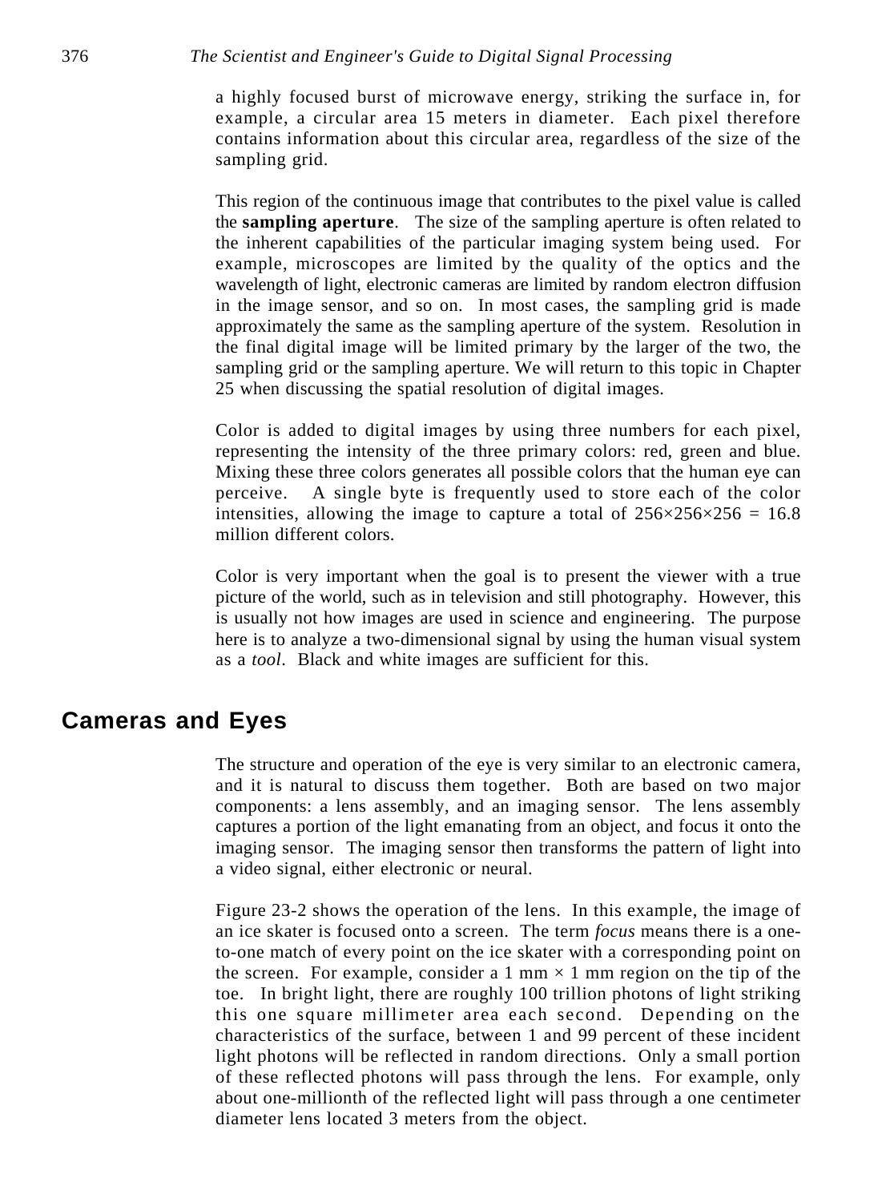a highly focused burst of microwave energy, striking the surface in, for example, a circular area 15 meters in diameter. Each pixel therefore contains information about this circular area, regardless of the size of the sampling grid.

This region of the continuous image that contributes to the pixel value is called the **sampling aperture**. The size of the sampling aperture is often related to the inherent capabilities of the particular imaging system being used. For example, microscopes are limited by the quality of the optics and the wavelength of light, electronic cameras are limited by random electron diffusion in the image sensor, and so on. In most cases, the sampling grid is made approximately the same as the sampling aperture of the system. Resolution in the final digital image will be limited primary by the larger of the two, the sampling grid or the sampling aperture. We will return to this topic in Chapter 25 when discussing the spatial resolution of digital images.

Color is added to digital images by using three numbers for each pixel, representing the intensity of the three primary colors: red, green and blue. Mixing these three colors generates all possible colors that the human eye can perceive. A single byte is frequently used to store each of the color intensities, allowing the image to capture a total of $256 \times 256 \times 256 = 16.8$ million different colors.

Color is very important when the goal is to present the viewer with a true picture of the world, such as in television and still photography. However, this is usually not how images are used in science and engineering. The purpose here is to analyze a two-dimensional signal by using the human visual system as a *tool*. Black and white images are sufficient for this.

## Cameras and Eyes

The structure and operation of the eye is very similar to an electronic camera, and it is natural to discuss them together. Both are based on two major components: a lens assembly, and an imaging sensor. The lens assembly captures a portion of the light emanating from an object, and focus it onto the imaging sensor. The imaging sensor then transforms the pattern of light into a video signal, either electronic or neural.

Figure 23-2 shows the operation of the lens. In this example, the image of an ice skater is focused onto a screen. The term *focus* means there is a one-to-one match of every point on the ice skater with a corresponding point on the screen. For example, consider a 1 mm $\times$ 1 mm region on the tip of the toe. In bright light, there are roughly 100 trillion photons of light striking this one square millimeter area each second. Depending on the characteristics of the surface, between 1 and 99 percent of these incident light photons will be reflected in random directions. Only a small portion of these reflected photons will pass through the lens. For example, only about one-millionth of the reflected light will pass through a one centimeter diameter lens located 3 meters from the object.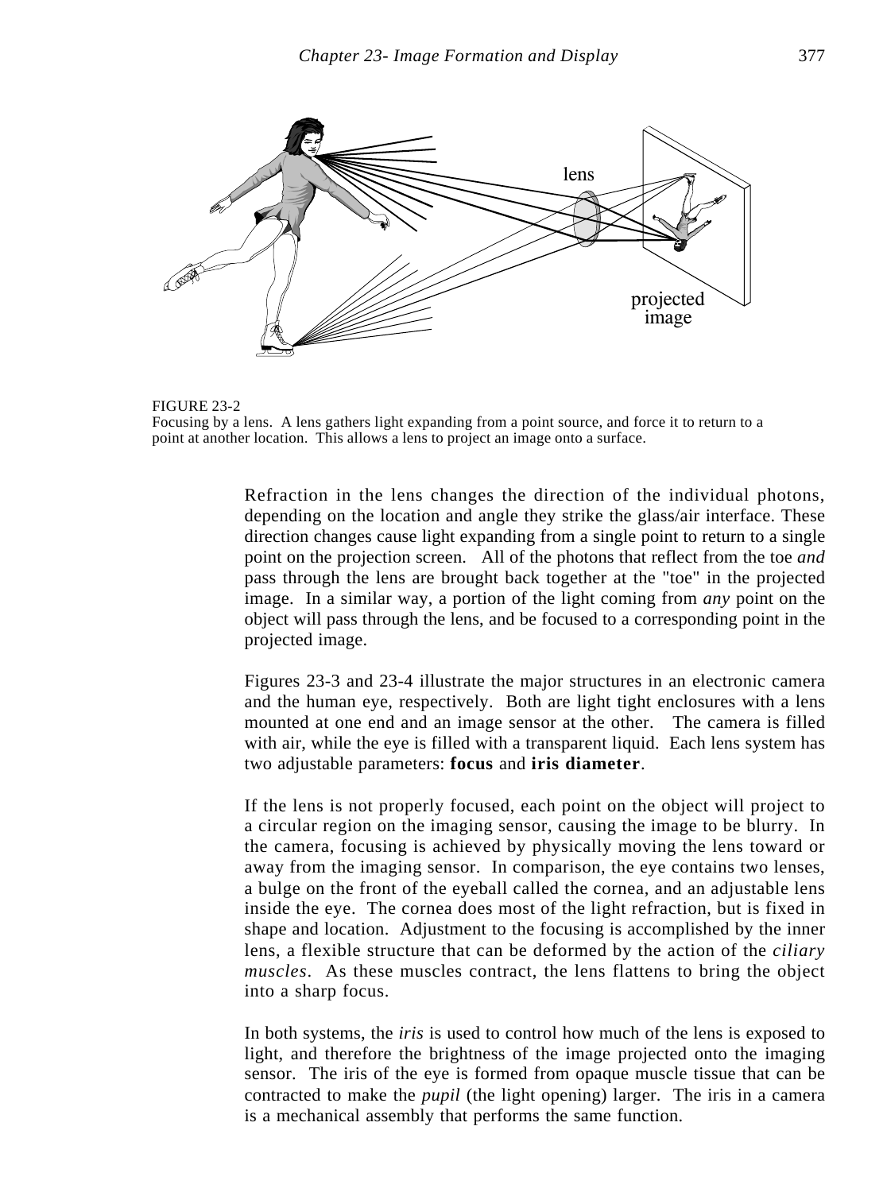FIGURE 23-2
Focusing by a lens. A lens gathers light expanding from a point source, and force it to return to a point at another location. This allows a lens to project an image onto a surface.

Refraction in the lens changes the direction of the individual photons, depending on the location and angle they strike the glass/air interface. These direction changes cause light expanding from a single point to return to a single point on the projection screen. All of the photons that reflect from the toe *and* pass through the lens are brought back together at the "toe" in the projected image. In a similar way, a portion of the light coming from *any* point on the object will pass through the lens, and be focused to a corresponding point in the projected image.

Figures 23-3 and 23-4 illustrate the major structures in an electronic camera and the human eye, respectively. Both are light tight enclosures with a lens mounted at one end and an image sensor at the other. The camera is filled with air, while the eye is filled with a transparent liquid. Each lens system has two adjustable parameters: **focus** and **iris diameter**.

If the lens is not properly focused, each point on the object will project to a circular region on the imaging sensor, causing the image to be blurry. In the camera, focusing is achieved by physically moving the lens toward or away from the imaging sensor. In comparison, the eye contains two lenses, a bulge on the front of the eyeball called the cornea, and an adjustable lens inside the eye. The cornea does most of the light refraction, but is fixed in shape and location. Adjustment to the focusing is accomplished by the inner lens, a flexible structure that can be deformed by the action of the *ciliary muscles*. As these muscles contract, the lens flattens to bring the object into a sharp focus.

In both systems, the *iris* is used to control how much of the lens is exposed to light, and therefore the brightness of the image projected onto the imaging sensor. The iris of the eye is formed from opaque muscle tissue that can be contracted to make the *pupil* (the light opening) larger. The iris in a camera is a mechanical assembly that performs the same function.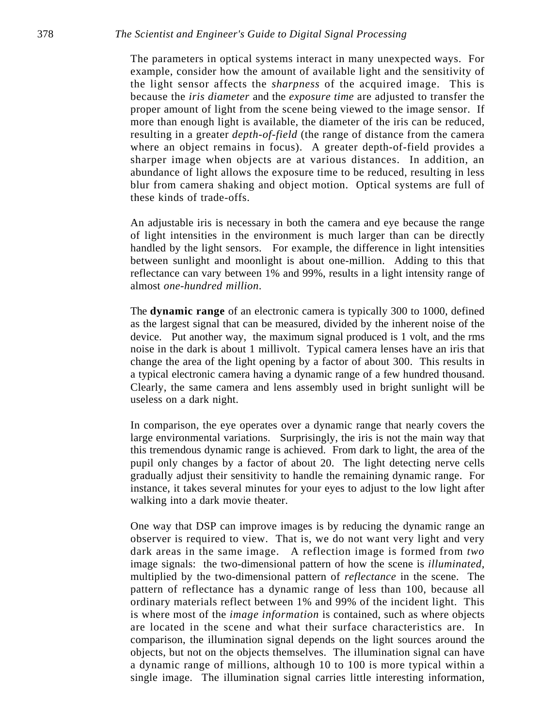The parameters in optical systems interact in many unexpected ways. For example, consider how the amount of available light and the sensitivity of the light sensor affects the *sharpness* of the acquired image. This is because the *iris diameter* and the *exposure time* are adjusted to transfer the proper amount of light from the scene being viewed to the image sensor. If more than enough light is available, the diameter of the iris can be reduced, resulting in a greater *depth-of-field* (the range of distance from the camera where an object remains in focus). A greater depth-of-field provides a sharper image when objects are at various distances. In addition, an abundance of light allows the exposure time to be reduced, resulting in less blur from camera shaking and object motion. Optical systems are full of these kinds of trade-offs.

An adjustable iris is necessary in both the camera and eye because the range of light intensities in the environment is much larger than can be directly handled by the light sensors. For example, the difference in light intensities between sunlight and moonlight is about one-million. Adding to this that reflectance can vary between 1% and 99%, results in a light intensity range of almost *one-hundred million*.

The **dynamic range** of an electronic camera is typically 300 to 1000, defined as the largest signal that can be measured, divided by the inherent noise of the device. Put another way, the maximum signal produced is 1 volt, and the rms noise in the dark is about 1 millivolt. Typical camera lenses have an iris that change the area of the light opening by a factor of about 300. This results in a typical electronic camera having a dynamic range of a few hundred thousand. Clearly, the same camera and lens assembly used in bright sunlight will be useless on a dark night.

In comparison, the eye operates over a dynamic range that nearly covers the large environmental variations. Surprisingly, the iris is not the main way that this tremendous dynamic range is achieved. From dark to light, the area of the pupil only changes by a factor of about 20. The light detecting nerve cells gradually adjust their sensitivity to handle the remaining dynamic range. For instance, it takes several minutes for your eyes to adjust to the low light after walking into a dark movie theater.

One way that DSP can improve images is by reducing the dynamic range an observer is required to view. That is, we do not want very light and very dark areas in the same image. A reflection image is formed from *two* image signals: the two-dimensional pattern of how the scene is *illuminated*, multiplied by the two-dimensional pattern of *reflectance* in the scene. The pattern of reflectance has a dynamic range of less than 100, because all ordinary materials reflect between 1% and 99% of the incident light. This is where most of the *image information* is contained, such as where objects are located in the scene and what their surface characteristics are. In comparison, the illumination signal depends on the light sources around the objects, but not on the objects themselves. The illumination signal can have a dynamic range of millions, although 10 to 100 is more typical within a single image. The illumination signal carries little interesting information,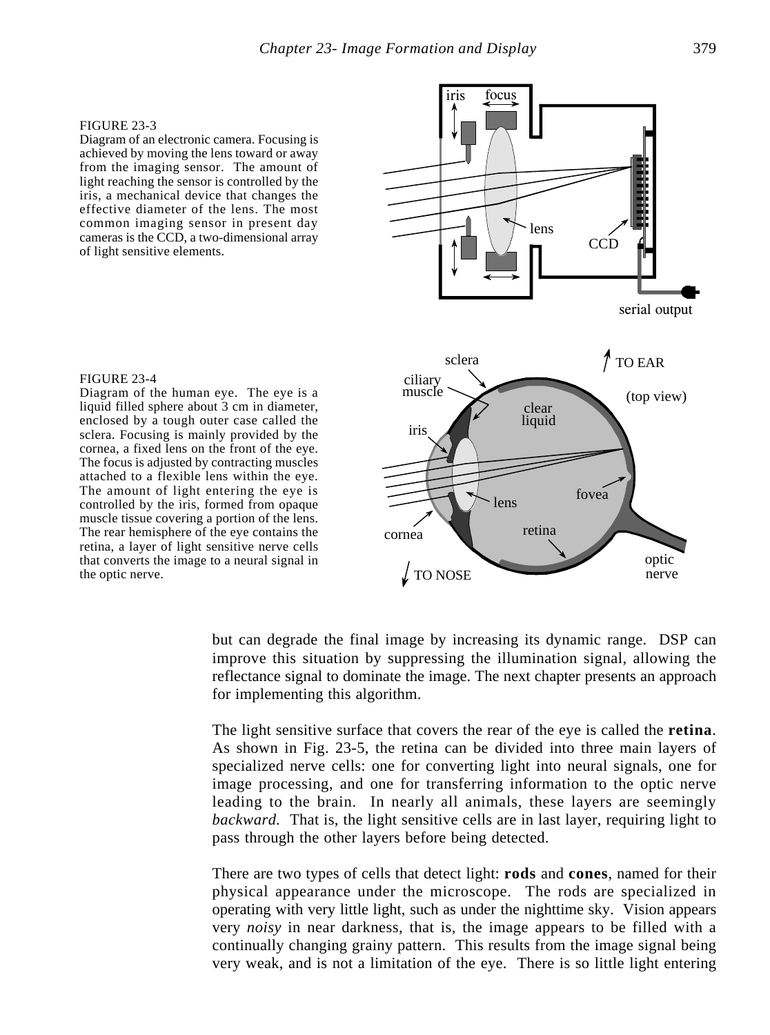FIGURE 23-3
Diagram of an electronic camera. Focusing is achieved by moving the lens toward or away from the imaging sensor. The amount of light reaching the sensor is controlled by the iris, a mechanical device that changes the effective diameter of the lens. The most common imaging sensor in present day cameras is the CCD, a two-dimensional array of light sensitive elements.

FIGURE 23-4
Diagram of the human eye. The eye is a liquid filled sphere about 3 cm in diameter, enclosed by a tough outer case called the sclera. Focusing is mainly provided by the cornea, a fixed lens on the front of the eye. The focus is adjusted by contracting muscles attached to a flexible lens within the eye. The amount of light entering the eye is controlled by the iris, formed from opaque muscle tissue covering a portion of the lens. The rear hemisphere of the eye contains the retina, a layer of light sensitive nerve cells that converts the image to a neural signal in the optic nerve.

but can degrade the final image by increasing its dynamic range. DSP can improve this situation by suppressing the illumination signal, allowing the reflectance signal to dominate the image. The next chapter presents an approach for implementing this algorithm.

The light sensitive surface that covers the rear of the eye is called the **retina**. As shown in Fig. 23-5, the retina can be divided into three main layers of specialized nerve cells: one for converting light into neural signals, one for image processing, and one for transferring information to the optic nerve leading to the brain. In nearly all animals, these layers are seemingly *backward.* That is, the light sensitive cells are in last layer, requiring light to pass through the other layers before being detected.

There are two types of cells that detect light: **rods** and **cones**, named for their physical appearance under the microscope. The rods are specialized in operating with very little light, such as under the nighttime sky. Vision appears very *noisy* in near darkness, that is, the image appears to be filled with a continually changing grainy pattern. This results from the image signal being very weak, and is not a limitation of the eye. There is so little light entering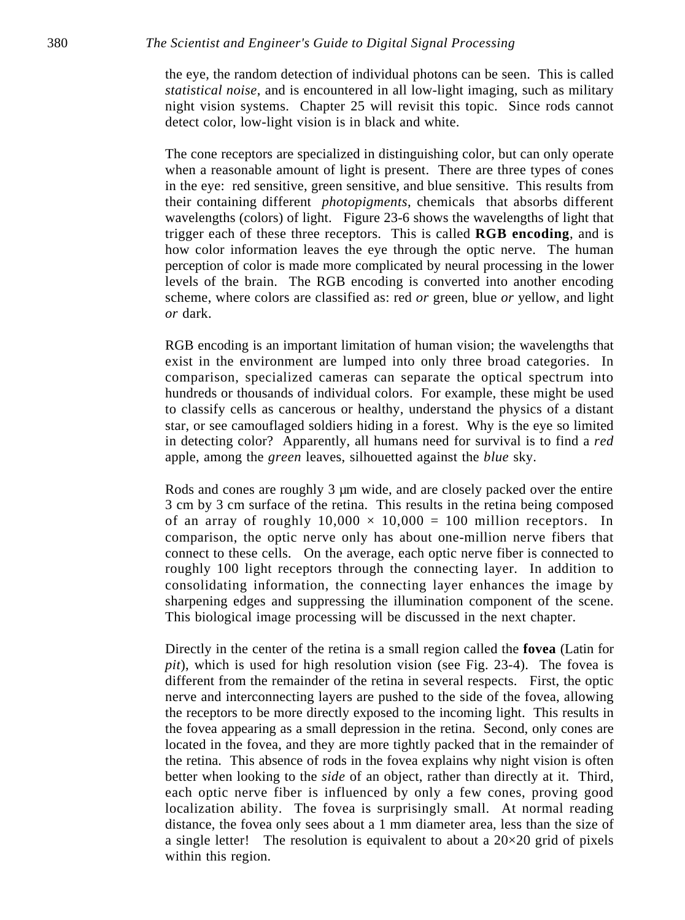the eye, the random detection of individual photons can be seen. This is called *statistical noise*, and is encountered in all low-light imaging, such as military night vision systems. Chapter 25 will revisit this topic. Since rods cannot detect color, low-light vision is in black and white.

The cone receptors are specialized in distinguishing color, but can only operate when a reasonable amount of light is present. There are three types of cones in the eye: red sensitive, green sensitive, and blue sensitive. This results from their containing different *photopigments*, chemicals that absorbs different wavelengths (colors) of light. Figure 23-6 shows the wavelengths of light that trigger each of these three receptors. This is called **RGB encoding**, and is how color information leaves the eye through the optic nerve. The human perception of color is made more complicated by neural processing in the lower levels of the brain. The RGB encoding is converted into another encoding scheme, where colors are classified as: red *or* green, blue *or* yellow, and light *or* dark.

RGB encoding is an important limitation of human vision; the wavelengths that exist in the environment are lumped into only three broad categories. In comparison, specialized cameras can separate the optical spectrum into hundreds or thousands of individual colors. For example, these might be used to classify cells as cancerous or healthy, understand the physics of a distant star, or see camouflaged soldiers hiding in a forest. Why is the eye so limited in detecting color? Apparently, all humans need for survival is to find a *red* apple, among the *green* leaves, silhouetted against the *blue* sky.

Rods and cones are roughly 3 µm wide, and are closely packed over the entire 3 cm by 3 cm surface of the retina. This results in the retina being composed of an array of roughly $10{,}000 \times 10{,}000 = 100$ million receptors. In comparison, the optic nerve only has about one-million nerve fibers that connect to these cells. On the average, each optic nerve fiber is connected to roughly 100 light receptors through the connecting layer. In addition to consolidating information, the connecting layer enhances the image by sharpening edges and suppressing the illumination component of the scene. This biological image processing will be discussed in the next chapter.

Directly in the center of the retina is a small region called the **fovea** (Latin for *pit*), which is used for high resolution vision (see Fig. 23-4). The fovea is different from the remainder of the retina in several respects. First, the optic nerve and interconnecting layers are pushed to the side of the fovea, allowing the receptors to be more directly exposed to the incoming light. This results in the fovea appearing as a small depression in the retina. Second, only cones are located in the fovea, and they are more tightly packed that in the remainder of the retina. This absence of rods in the fovea explains why night vision is often better when looking to the *side* of an object, rather than directly at it. Third, each optic nerve fiber is influenced by only a few cones, proving good localization ability. The fovea is surprisingly small. At normal reading distance, the fovea only sees about a 1 mm diameter area, less than the size of a single letter! The resolution is equivalent to about a $20 \times 20$ grid of pixels within this region.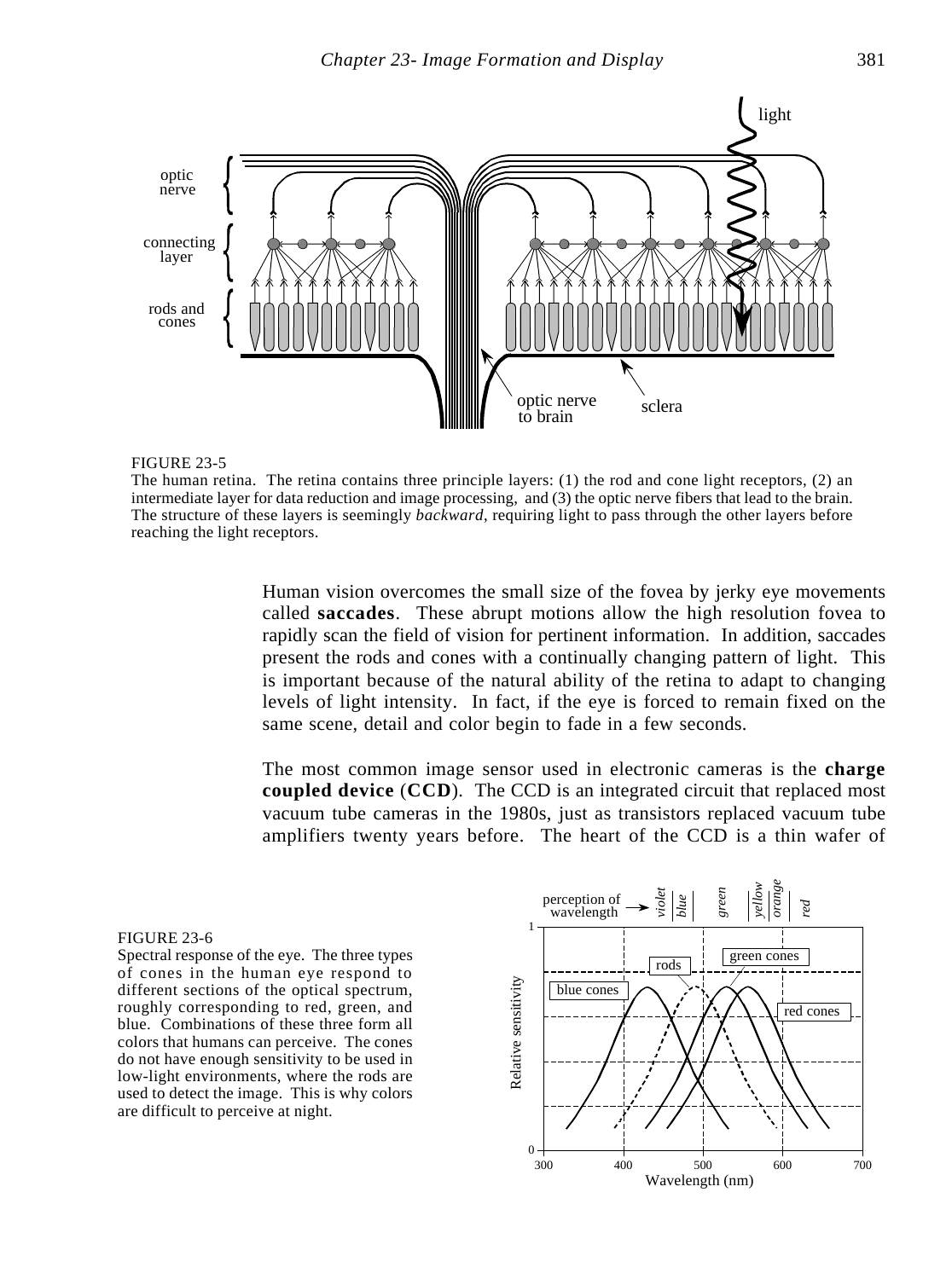FIGURE 23-5
The human retina. The retina contains three principle layers: (1) the rod and cone light receptors, (2) an intermediate layer for data reduction and image processing, and (3) the optic nerve fibers that lead to the brain. The structure of these layers is seemingly *backward*, requiring light to pass through the other layers before reaching the light receptors.

Human vision overcomes the small size of the fovea by jerky eye movements called **saccades**. These abrupt motions allow the high resolution fovea to rapidly scan the field of vision for pertinent information. In addition, saccades present the rods and cones with a continually changing pattern of light. This is important because of the natural ability of the retina to adapt to changing levels of light intensity. In fact, if the eye is forced to remain fixed on the same scene, detail and color begin to fade in a few seconds.

The most common image sensor used in electronic cameras is the **charge coupled device** (**CCD**). The CCD is an integrated circuit that replaced most vacuum tube cameras in the 1980s, just as transistors replaced vacuum tube amplifiers twenty years before. The heart of the CCD is a thin wafer of

FIGURE 23-6
Spectral response of the eye. The three types of cones in the human eye respond to different sections of the optical spectrum, roughly corresponding to red, green, and blue. Combinations of these three form all colors that humans can perceive. The cones do not have enough sensitivity to be used in low-light environments, where the rods are used to detect the image. This is why colors are difficult to perceive at night.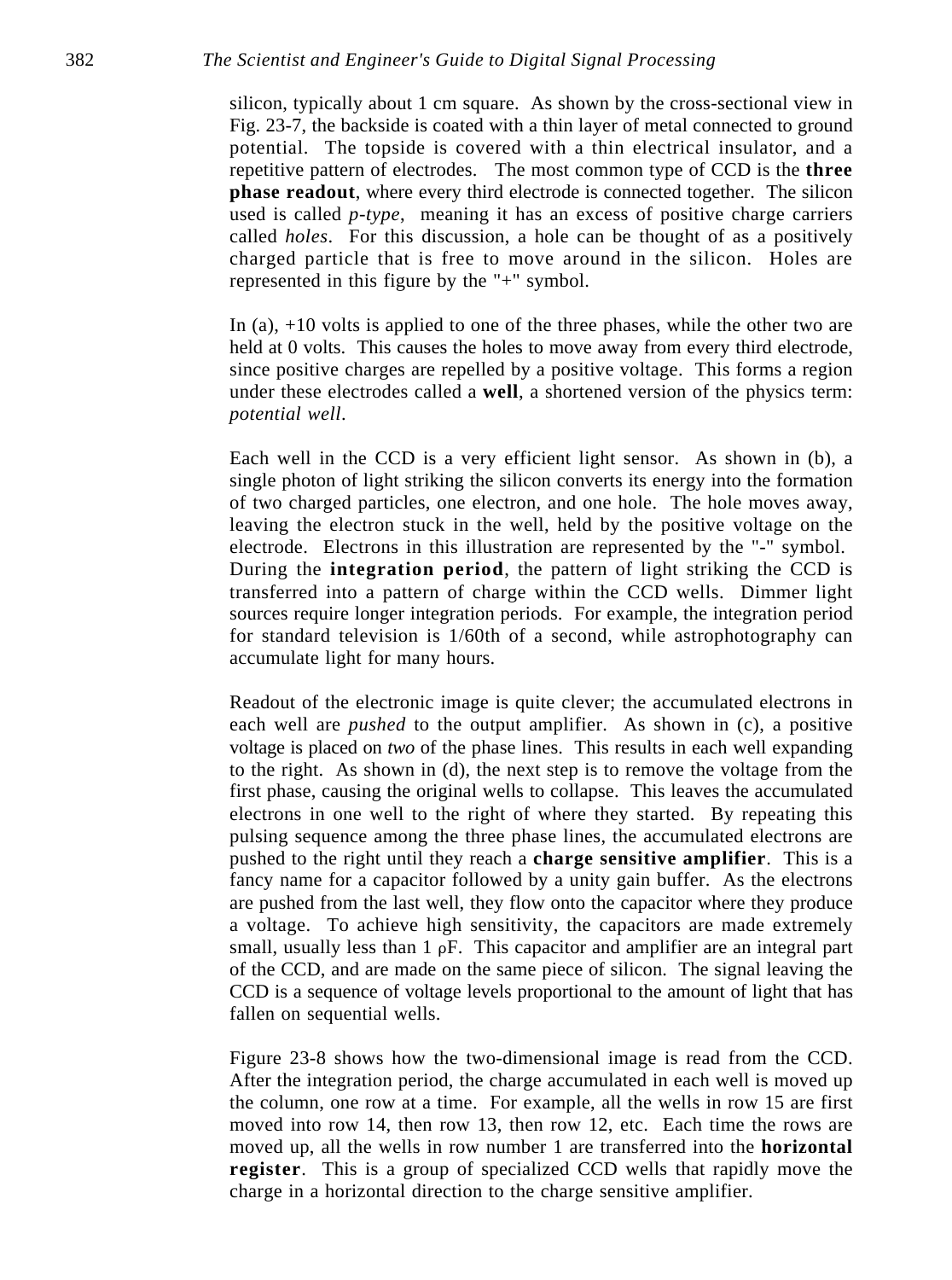silicon, typically about 1 cm square. As shown by the cross-sectional view in Fig. 23-7, the backside is coated with a thin layer of metal connected to ground potential. The topside is covered with a thin electrical insulator, and a repetitive pattern of electrodes. The most common type of CCD is the **three phase readout**, where every third electrode is connected together. The silicon used is called *p-type*, meaning it has an excess of positive charge carriers called *holes*. For this discussion, a hole can be thought of as a positively charged particle that is free to move around in the silicon. Holes are represented in this figure by the "+" symbol.

In (a), +10 volts is applied to one of the three phases, while the other two are held at 0 volts. This causes the holes to move away from every third electrode, since positive charges are repelled by a positive voltage. This forms a region under these electrodes called a **well**, a shortened version of the physics term: *potential well*.

Each well in the CCD is a very efficient light sensor. As shown in (b), a single photon of light striking the silicon converts its energy into the formation of two charged particles, one electron, and one hole. The hole moves away, leaving the electron stuck in the well, held by the positive voltage on the electrode. Electrons in this illustration are represented by the "-" symbol. During the **integration period**, the pattern of light striking the CCD is transferred into a pattern of charge within the CCD wells. Dimmer light sources require longer integration periods. For example, the integration period for standard television is 1/60th of a second, while astrophotography can accumulate light for many hours.

Readout of the electronic image is quite clever; the accumulated electrons in each well are *pushed* to the output amplifier. As shown in (c), a positive voltage is placed on *two* of the phase lines. This results in each well expanding to the right. As shown in (d), the next step is to remove the voltage from the first phase, causing the original wells to collapse. This leaves the accumulated electrons in one well to the right of where they started. By repeating this pulsing sequence among the three phase lines, the accumulated electrons are pushed to the right until they reach a **charge sensitive amplifier**. This is a fancy name for a capacitor followed by a unity gain buffer. As the electrons are pushed from the last well, they flow onto the capacitor where they produce a voltage. To achieve high sensitivity, the capacitors are made extremely small, usually less than 1 ρF. This capacitor and amplifier are an integral part of the CCD, and are made on the same piece of silicon. The signal leaving the CCD is a sequence of voltage levels proportional to the amount of light that has fallen on sequential wells.

Figure 23-8 shows how the two-dimensional image is read from the CCD. After the integration period, the charge accumulated in each well is moved up the column, one row at a time. For example, all the wells in row 15 are first moved into row 14, then row 13, then row 12, etc. Each time the rows are moved up, all the wells in row number 1 are transferred into the **horizontal register**. This is a group of specialized CCD wells that rapidly move the charge in a horizontal direction to the charge sensitive amplifier.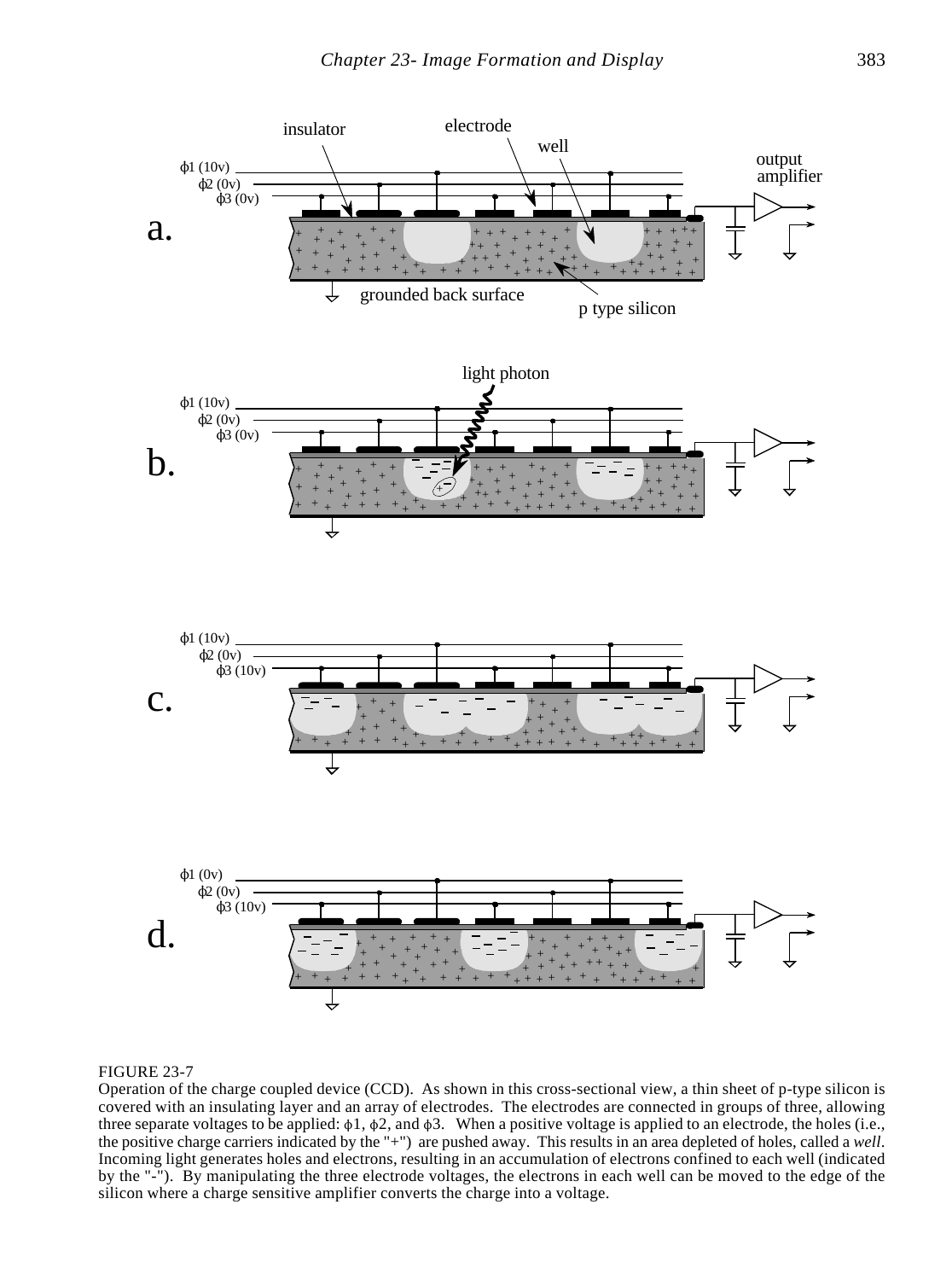FIGURE 23-7
Operation of the charge coupled device (CCD). As shown in this cross-sectional view, a thin sheet of p-type silicon is covered with an insulating layer and an array of electrodes. The electrodes are connected in groups of three, allowing three separate voltages to be applied: ϕ1, ϕ2, and ϕ3. When a positive voltage is applied to an electrode, the holes (i.e., the positive charge carriers indicated by the "+") are pushed away. This results in an area depleted of holes, called a *well*. Incoming light generates holes and electrons, resulting in an accumulation of electrons confined to each well (indicated by the "-"). By manipulating the three electrode voltages, the electrons in each well can be moved to the edge of the silicon where a charge sensitive amplifier converts the charge into a voltage.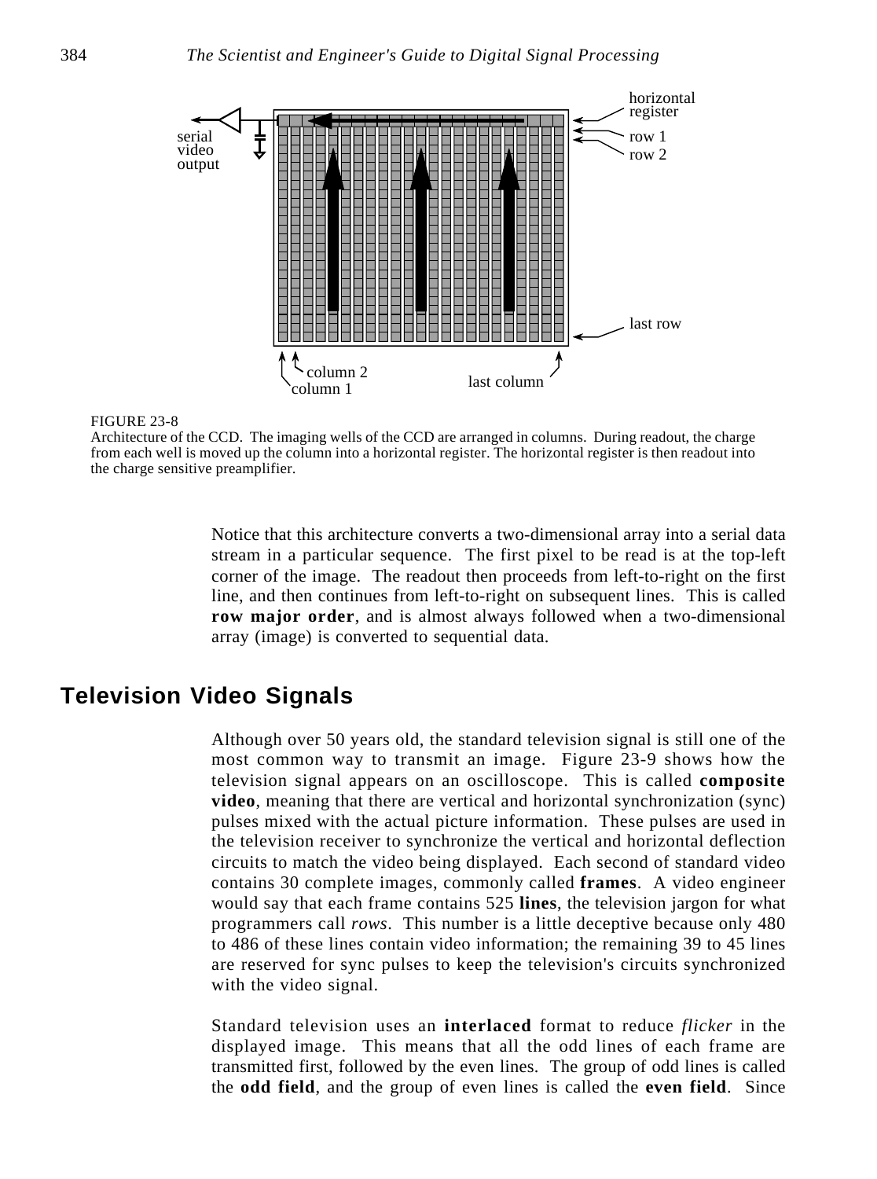FIGURE 23-8
Architecture of the CCD. The imaging wells of the CCD are arranged in columns. During readout, the charge from each well is moved up the column into a horizontal register. The horizontal register is then readout into the charge sensitive preamplifier.

Notice that this architecture converts a two-dimensional array into a serial data stream in a particular sequence. The first pixel to be read is at the top-left corner of the image. The readout then proceeds from left-to-right on the first line, and then continues from left-to-right on subsequent lines. This is called **row major order**, and is almost always followed when a two-dimensional array (image) is converted to sequential data.

## Television Video Signals

Although over 50 years old, the standard television signal is still one of the most common way to transmit an image. Figure 23-9 shows how the television signal appears on an oscilloscope. This is called **composite video**, meaning that there are vertical and horizontal synchronization (sync) pulses mixed with the actual picture information. These pulses are used in the television receiver to synchronize the vertical and horizontal deflection circuits to match the video being displayed. Each second of standard video contains 30 complete images, commonly called **frames**. A video engineer would say that each frame contains 525 **lines**, the television jargon for what programmers call *rows*. This number is a little deceptive because only 480 to 486 of these lines contain video information; the remaining 39 to 45 lines are reserved for sync pulses to keep the television's circuits synchronized with the video signal.

Standard television uses an **interlaced** format to reduce *flicker* in the displayed image. This means that all the odd lines of each frame are transmitted first, followed by the even lines. The group of odd lines is called the **odd field**, and the group of even lines is called the **even field**. Since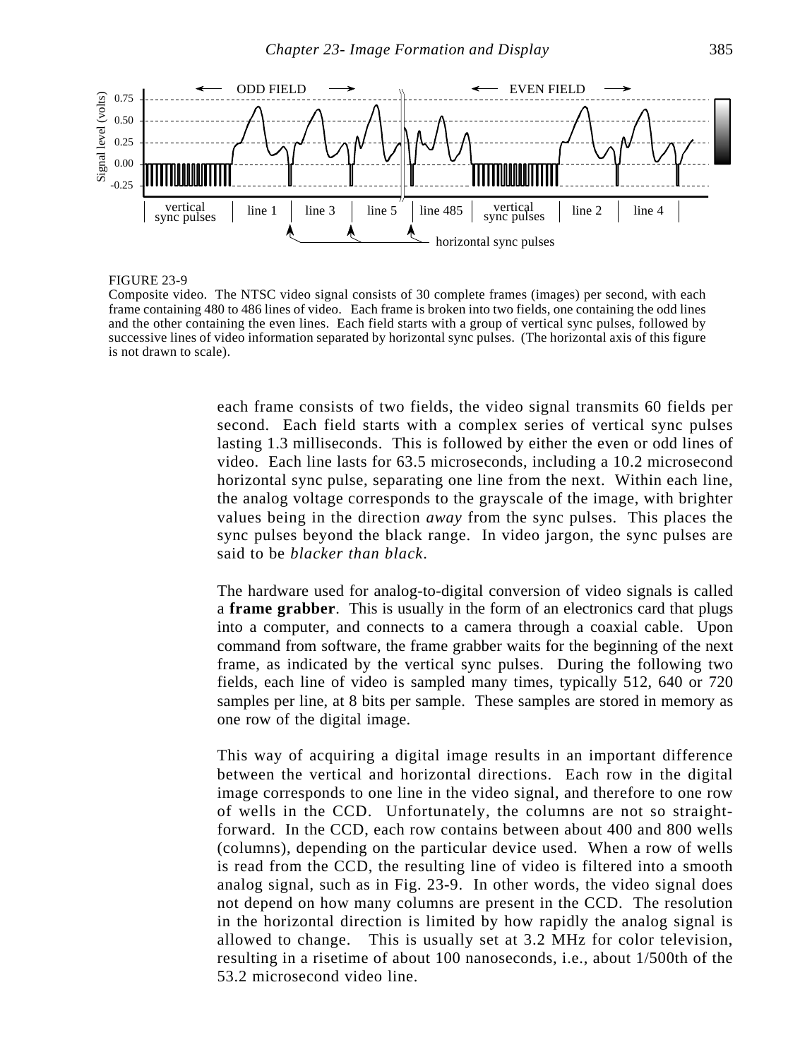FIGURE 23-9
Composite video. The NTSC video signal consists of 30 complete frames (images) per second, with each frame containing 480 to 486 lines of video. Each frame is broken into two fields, one containing the odd lines and the other containing the even lines. Each field starts with a group of vertical sync pulses, followed by successive lines of video information separated by horizontal sync pulses. (The horizontal axis of this figure is not drawn to scale).

each frame consists of two fields, the video signal transmits 60 fields per second. Each field starts with a complex series of vertical sync pulses lasting 1.3 milliseconds. This is followed by either the even or odd lines of video. Each line lasts for 63.5 microseconds, including a 10.2 microsecond horizontal sync pulse, separating one line from the next. Within each line, the analog voltage corresponds to the grayscale of the image, with brighter values being in the direction *away* from the sync pulses. This places the sync pulses beyond the black range. In video jargon, the sync pulses are said to be *blacker than black*.

The hardware used for analog-to-digital conversion of video signals is called a **frame grabber**. This is usually in the form of an electronics card that plugs into a computer, and connects to a camera through a coaxial cable. Upon command from software, the frame grabber waits for the beginning of the next frame, as indicated by the vertical sync pulses. During the following two fields, each line of video is sampled many times, typically 512, 640 or 720 samples per line, at 8 bits per sample. These samples are stored in memory as one row of the digital image.

This way of acquiring a digital image results in an important difference between the vertical and horizontal directions. Each row in the digital image corresponds to one line in the video signal, and therefore to one row of wells in the CCD. Unfortunately, the columns are not so straightforward. In the CCD, each row contains between about 400 and 800 wells (columns), depending on the particular device used. When a row of wells is read from the CCD, the resulting line of video is filtered into a smooth analog signal, such as in Fig. 23-9. In other words, the video signal does not depend on how many columns are present in the CCD. The resolution in the horizontal direction is limited by how rapidly the analog signal is allowed to change. This is usually set at 3.2 MHz for color television, resulting in a risetime of about 100 nanoseconds, i.e., about 1/500th of the 53.2 microsecond video line.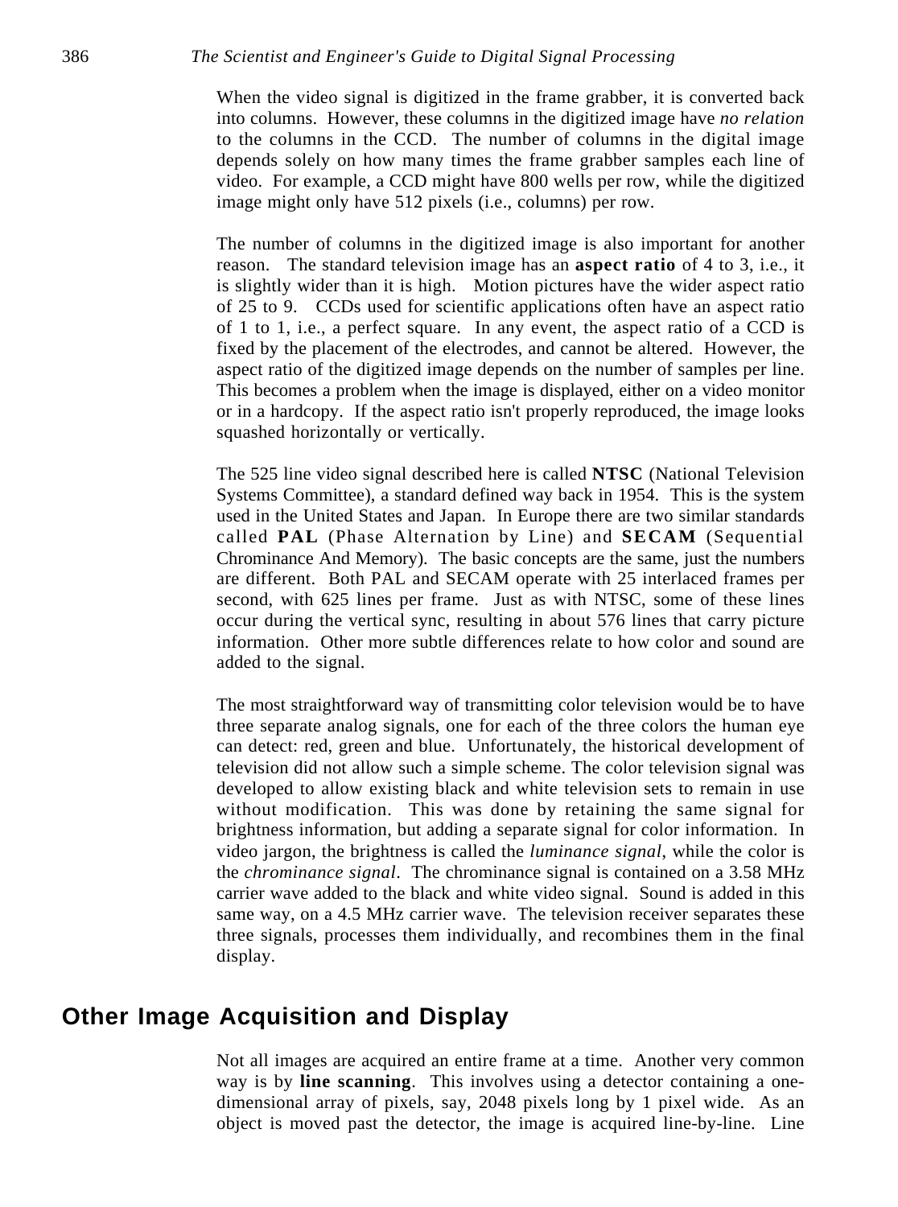When the video signal is digitized in the frame grabber, it is converted back into columns. However, these columns in the digitized image have *no relation* to the columns in the CCD. The number of columns in the digital image depends solely on how many times the frame grabber samples each line of video. For example, a CCD might have 800 wells per row, while the digitized image might only have 512 pixels (i.e., columns) per row.

The number of columns in the digitized image is also important for another reason. The standard television image has an **aspect ratio** of 4 to 3, i.e., it is slightly wider than it is high. Motion pictures have the wider aspect ratio of 25 to 9. CCDs used for scientific applications often have an aspect ratio of 1 to 1, i.e., a perfect square. In any event, the aspect ratio of a CCD is fixed by the placement of the electrodes, and cannot be altered. However, the aspect ratio of the digitized image depends on the number of samples per line. This becomes a problem when the image is displayed, either on a video monitor or in a hardcopy. If the aspect ratio isn't properly reproduced, the image looks squashed horizontally or vertically.

The 525 line video signal described here is called **NTSC** (National Television Systems Committee), a standard defined way back in 1954. This is the system used in the United States and Japan. In Europe there are two similar standards called **PAL** (Phase Alternation by Line) and **SECAM** (Sequential Chrominance And Memory). The basic concepts are the same, just the numbers are different. Both PAL and SECAM operate with 25 interlaced frames per second, with 625 lines per frame. Just as with NTSC, some of these lines occur during the vertical sync, resulting in about 576 lines that carry picture information. Other more subtle differences relate to how color and sound are added to the signal.

The most straightforward way of transmitting color television would be to have three separate analog signals, one for each of the three colors the human eye can detect: red, green and blue. Unfortunately, the historical development of television did not allow such a simple scheme. The color television signal was developed to allow existing black and white television sets to remain in use without modification. This was done by retaining the same signal for brightness information, but adding a separate signal for color information. In video jargon, the brightness is called the *luminance signal*, while the color is the *chrominance signal*. The chrominance signal is contained on a 3.58 MHz carrier wave added to the black and white video signal. Sound is added in this same way, on a 4.5 MHz carrier wave. The television receiver separates these three signals, processes them individually, and recombines them in the final display.

## Other Image Acquisition and Display

Not all images are acquired an entire frame at a time. Another very common way is by **line scanning**. This involves using a detector containing a one-dimensional array of pixels, say, 2048 pixels long by 1 pixel wide. As an object is moved past the detector, the image is acquired line-by-line. Line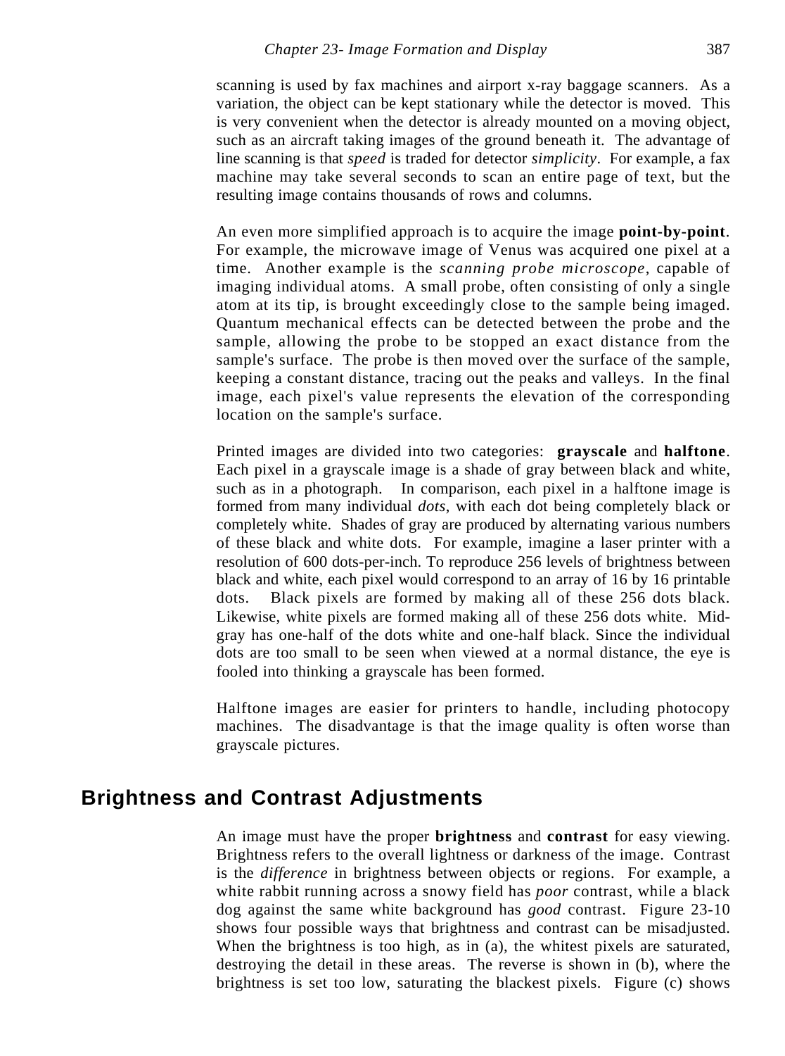scanning is used by fax machines and airport x-ray baggage scanners. As a variation, the object can be kept stationary while the detector is moved. This is very convenient when the detector is already mounted on a moving object, such as an aircraft taking images of the ground beneath it. The advantage of line scanning is that *speed* is traded for detector *simplicity*. For example, a fax machine may take several seconds to scan an entire page of text, but the resulting image contains thousands of rows and columns.

An even more simplified approach is to acquire the image **point-by-point**. For example, the microwave image of Venus was acquired one pixel at a time. Another example is the *scanning probe microscope*, capable of imaging individual atoms. A small probe, often consisting of only a single atom at its tip, is brought exceedingly close to the sample being imaged. Quantum mechanical effects can be detected between the probe and the sample, allowing the probe to be stopped an exact distance from the sample's surface. The probe is then moved over the surface of the sample, keeping a constant distance, tracing out the peaks and valleys. In the final image, each pixel's value represents the elevation of the corresponding location on the sample's surface.

Printed images are divided into two categories: **grayscale** and **halftone**. Each pixel in a grayscale image is a shade of gray between black and white, such as in a photograph. In comparison, each pixel in a halftone image is formed from many individual *dots*, with each dot being completely black or completely white. Shades of gray are produced by alternating various numbers of these black and white dots. For example, imagine a laser printer with a resolution of 600 dots-per-inch. To reproduce 256 levels of brightness between black and white, each pixel would correspond to an array of 16 by 16 printable dots. Black pixels are formed by making all of these 256 dots black. Likewise, white pixels are formed making all of these 256 dots white. Mid-gray has one-half of the dots white and one-half black. Since the individual dots are too small to be seen when viewed at a normal distance, the eye is fooled into thinking a grayscale has been formed.

Halftone images are easier for printers to handle, including photocopy machines. The disadvantage is that the image quality is often worse than grayscale pictures.

## Brightness and Contrast Adjustments

An image must have the proper **brightness** and **contrast** for easy viewing. Brightness refers to the overall lightness or darkness of the image. Contrast is the *difference* in brightness between objects or regions. For example, a white rabbit running across a snowy field has *poor* contrast, while a black dog against the same white background has *good* contrast. Figure 23-10 shows four possible ways that brightness and contrast can be misadjusted. When the brightness is too high, as in (a), the whitest pixels are saturated, destroying the detail in these areas. The reverse is shown in (b), where the brightness is set too low, saturating the blackest pixels. Figure (c) shows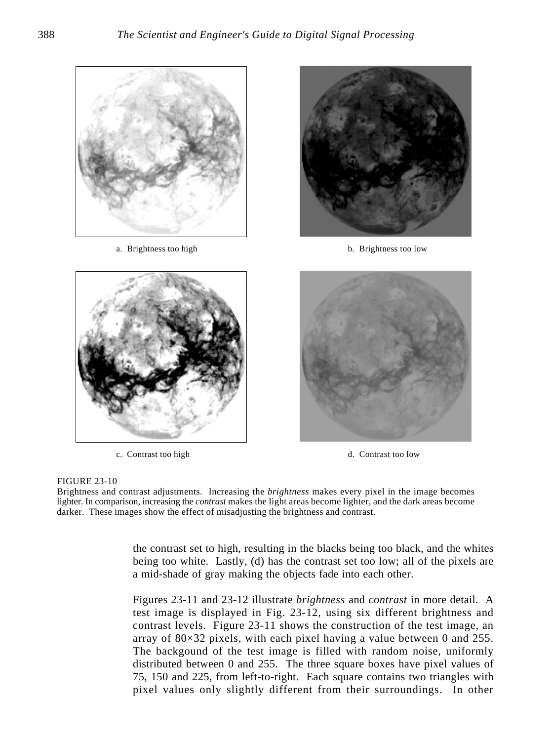a. Brightness too high

b. Brightness too low

c. Contrast too high

d. Contrast too low

FIGURE 23-10
Brightness and contrast adjustments. Increasing the *brightness* makes every pixel in the image becomes lighter. In comparison, increasing the *contrast* makes the light areas become lighter, and the dark areas become darker. These images show the effect of misadjusting the brightness and contrast.

the contrast set to high, resulting in the blacks being too black, and the whites being too white. Lastly, (d) has the contrast set too low; all of the pixels are a mid-shade of gray making the objects fade into each other.

Figures 23-11 and 23-12 illustrate *brightness* and *contrast* in more detail. A test image is displayed in Fig. 23-12, using six different brightness and contrast levels. Figure 23-11 shows the construction of the test image, an array of 80×32 pixels, with each pixel having a value between 0 and 255. The backgound of the test image is filled with random noise, uniformly distributed between 0 and 255. The three square boxes have pixel values of 75, 150 and 225, from left-to-right. Each square contains two triangles with pixel values only slightly different from their surroundings. In other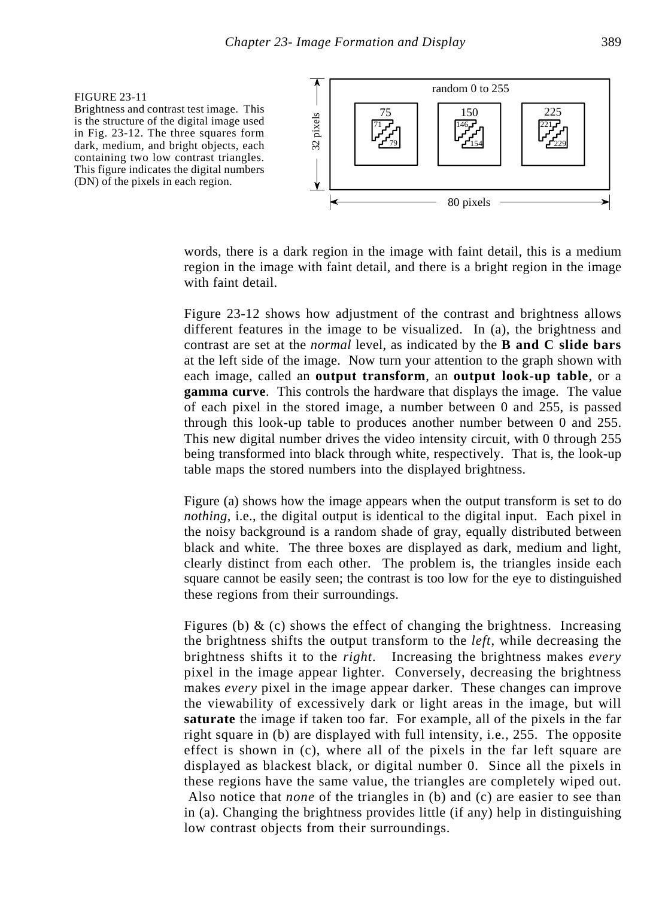FIGURE 23-11
Brightness and contrast test image. This is the structure of the digital image used in Fig. 23-12. The three squares form dark, medium, and bright objects, each containing two low contrast triangles. This figure indicates the digital numbers (DN) of the pixels in each region.

random 0 to 255

75

71

79

150

146

154

225

221

229

32 pixels

80 pixels

words, there is a dark region in the image with faint detail, this is a medium region in the image with faint detail, and there is a bright region in the image with faint detail.

Figure 23-12 shows how adjustment of the contrast and brightness allows different features in the image to be visualized. In (a), the brightness and contrast are set at the *normal* level, as indicated by the **B and C slide bars** at the left side of the image. Now turn your attention to the graph shown with each image, called an **output transform**, an **output look-up table**, or a **gamma curve**. This controls the hardware that displays the image. The value of each pixel in the stored image, a number between 0 and 255, is passed through this look-up table to produces another number between 0 and 255. This new digital number drives the video intensity circuit, with 0 through 255 being transformed into black through white, respectively. That is, the look-up table maps the stored numbers into the displayed brightness.

Figure (a) shows how the image appears when the output transform is set to do *nothing*, i.e., the digital output is identical to the digital input. Each pixel in the noisy background is a random shade of gray, equally distributed between black and white. The three boxes are displayed as dark, medium and light, clearly distinct from each other. The problem is, the triangles inside each square cannot be easily seen; the contrast is too low for the eye to distinguished these regions from their surroundings.

Figures (b) & (c) shows the effect of changing the brightness. Increasing the brightness shifts the output transform to the *left*, while decreasing the brightness shifts it to the *right*. Increasing the brightness makes *every* pixel in the image appear lighter. Conversely, decreasing the brightness makes *every* pixel in the image appear darker. These changes can improve the viewability of excessively dark or light areas in the image, but will **saturate** the image if taken too far. For example, all of the pixels in the far right square in (b) are displayed with full intensity, i.e., 255. The opposite effect is shown in (c), where all of the pixels in the far left square are displayed as blackest black, or digital number 0. Since all the pixels in these regions have the same value, the triangles are completely wiped out. Also notice that *none* of the triangles in (b) and (c) are easier to see than in (a). Changing the brightness provides little (if any) help in distinguishing low contrast objects from their surroundings.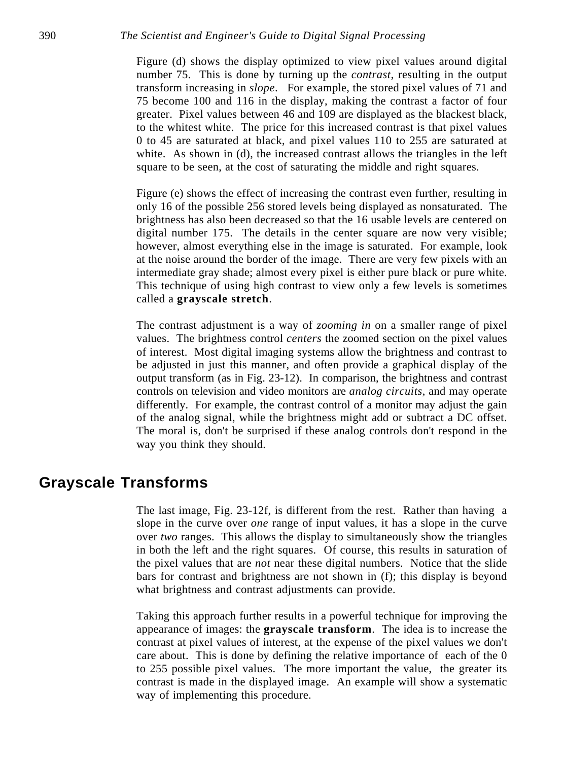Figure (d) shows the display optimized to view pixel values around digital number 75. This is done by turning up the *contrast*, resulting in the output transform increasing in *slope*. For example, the stored pixel values of 71 and 75 become 100 and 116 in the display, making the contrast a factor of four greater. Pixel values between 46 and 109 are displayed as the blackest black, to the whitest white. The price for this increased contrast is that pixel values 0 to 45 are saturated at black, and pixel values 110 to 255 are saturated at white. As shown in (d), the increased contrast allows the triangles in the left square to be seen, at the cost of saturating the middle and right squares.

Figure (e) shows the effect of increasing the contrast even further, resulting in only 16 of the possible 256 stored levels being displayed as nonsaturated. The brightness has also been decreased so that the 16 usable levels are centered on digital number 175. The details in the center square are now very visible; however, almost everything else in the image is saturated. For example, look at the noise around the border of the image. There are very few pixels with an intermediate gray shade; almost every pixel is either pure black or pure white. This technique of using high contrast to view only a few levels is sometimes called a **grayscale stretch**.

The contrast adjustment is a way of *zooming in* on a smaller range of pixel values. The brightness control *centers* the zoomed section on the pixel values of interest. Most digital imaging systems allow the brightness and contrast to be adjusted in just this manner, and often provide a graphical display of the output transform (as in Fig. 23-12). In comparison, the brightness and contrast controls on television and video monitors are *analog circuits*, and may operate differently. For example, the contrast control of a monitor may adjust the gain of the analog signal, while the brightness might add or subtract a DC offset. The moral is, don't be surprised if these analog controls don't respond in the way you think they should.

## Grayscale Transforms

The last image, Fig. 23-12f, is different from the rest. Rather than having a slope in the curve over *one* range of input values, it has a slope in the curve over *two* ranges. This allows the display to simultaneously show the triangles in both the left and the right squares. Of course, this results in saturation of the pixel values that are *not* near these digital numbers. Notice that the slide bars for contrast and brightness are not shown in (f); this display is beyond what brightness and contrast adjustments can provide.

Taking this approach further results in a powerful technique for improving the appearance of images: the **grayscale transform**. The idea is to increase the contrast at pixel values of interest, at the expense of the pixel values we don't care about. This is done by defining the relative importance of each of the 0 to 255 possible pixel values. The more important the value, the greater its contrast is made in the displayed image. An example will show a systematic way of implementing this procedure.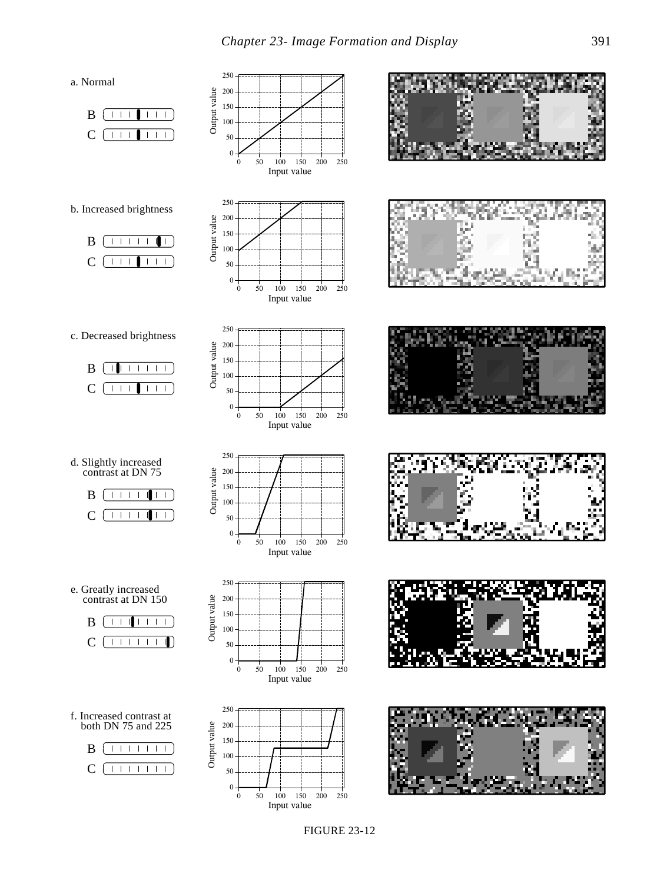a. Normal

B

C

b. Increased brightness

B

C

c. Decreased brightness

B

C

d. Slightly increased contrast at DN 75

B

C

e. Greatly increased contrast at DN 150

B

C

f. Increased contrast at both DN 75 and 225

B

C

FIGURE 23-12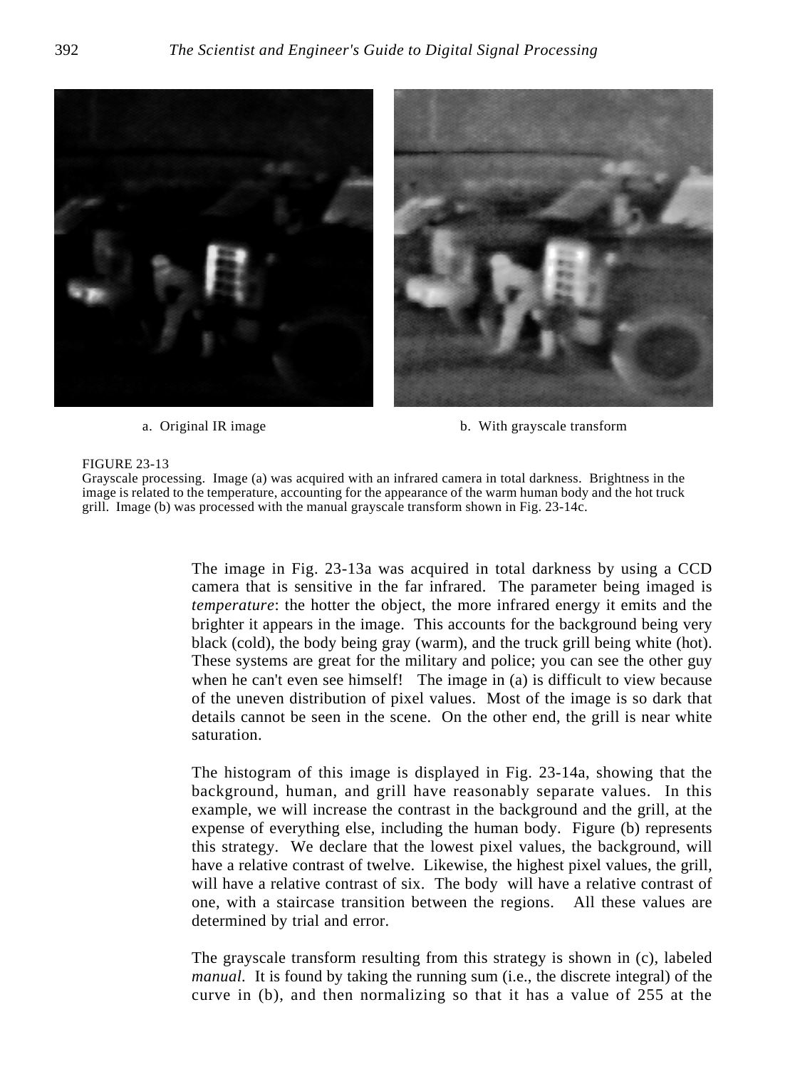a. Original IR image

b. With grayscale transform

FIGURE 23-13
Grayscale processing. Image (a) was acquired with an infrared camera in total darkness. Brightness in the image is related to the temperature, accounting for the appearance of the warm human body and the hot truck grill. Image (b) was processed with the manual grayscale transform shown in Fig. 23-14c.

The image in Fig. 23-13a was acquired in total darkness by using a CCD camera that is sensitive in the far infrared. The parameter being imaged is *temperature*: the hotter the object, the more infrared energy it emits and the brighter it appears in the image. This accounts for the background being very black (cold), the body being gray (warm), and the truck grill being white (hot). These systems are great for the military and police; you can see the other guy when he can't even see himself! The image in (a) is difficult to view because of the uneven distribution of pixel values. Most of the image is so dark that details cannot be seen in the scene. On the other end, the grill is near white saturation.

The histogram of this image is displayed in Fig. 23-14a, showing that the background, human, and grill have reasonably separate values. In this example, we will increase the contrast in the background and the grill, at the expense of everything else, including the human body. Figure (b) represents this strategy. We declare that the lowest pixel values, the background, will have a relative contrast of twelve. Likewise, the highest pixel values, the grill, will have a relative contrast of six. The body will have a relative contrast of one, with a staircase transition between the regions. All these values are determined by trial and error.

The grayscale transform resulting from this strategy is shown in (c), labeled *manual*. It is found by taking the running sum (i.e., the discrete integral) of the curve in (b), and then normalizing so that it has a value of 255 at the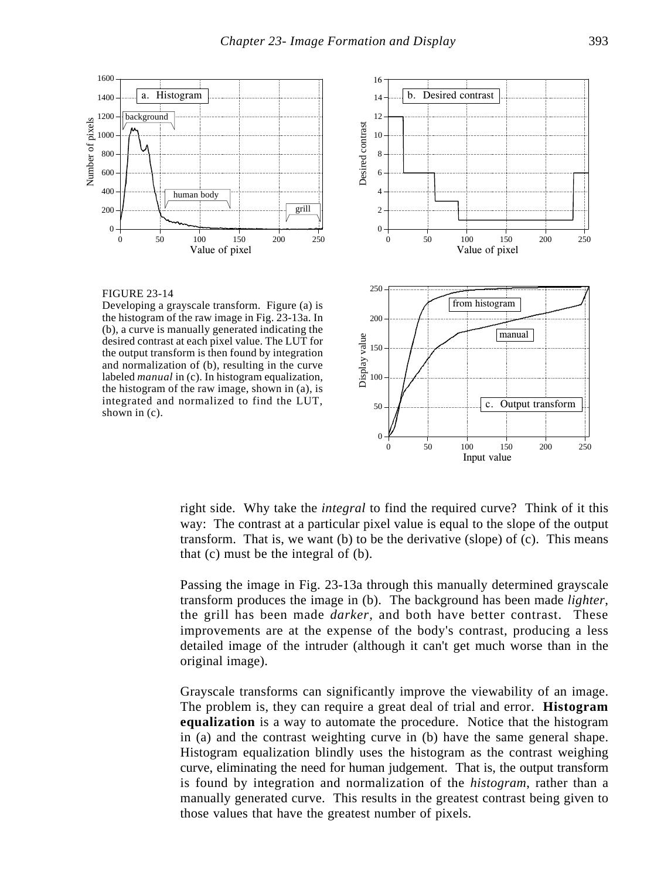FIGURE 23-14
Developing a grayscale transform. Figure (a) is the histogram of the raw image in Fig. 23-13a. In (b), a curve is manually generated indicating the desired contrast at each pixel value. The LUT for the output transform is then found by integration and normalization of (b), resulting in the curve labeled *manual* in (c). In histogram equalization, the histogram of the raw image, shown in (a), is integrated and normalized to find the LUT, shown in (c).

right side. Why take the *integral* to find the required curve? Think of it this way: The contrast at a particular pixel value is equal to the slope of the output transform. That is, we want (b) to be the derivative (slope) of (c). This means that (c) must be the integral of (b).

Passing the image in Fig. 23-13a through this manually determined grayscale transform produces the image in (b). The background has been made *lighter*, the grill has been made *darker*, and both have better contrast. These improvements are at the expense of the body's contrast, producing a less detailed image of the intruder (although it can't get much worse than in the original image).

Grayscale transforms can significantly improve the viewability of an image. The problem is, they can require a great deal of trial and error. **Histogram equalization** is a way to automate the procedure. Notice that the histogram in (a) and the contrast weighting curve in (b) have the same general shape. Histogram equalization blindly uses the histogram as the contrast weighing curve, eliminating the need for human judgement. That is, the output transform is found by integration and normalization of the *histogram*, rather than a manually generated curve. This results in the greatest contrast being given to those values that have the greatest number of pixels.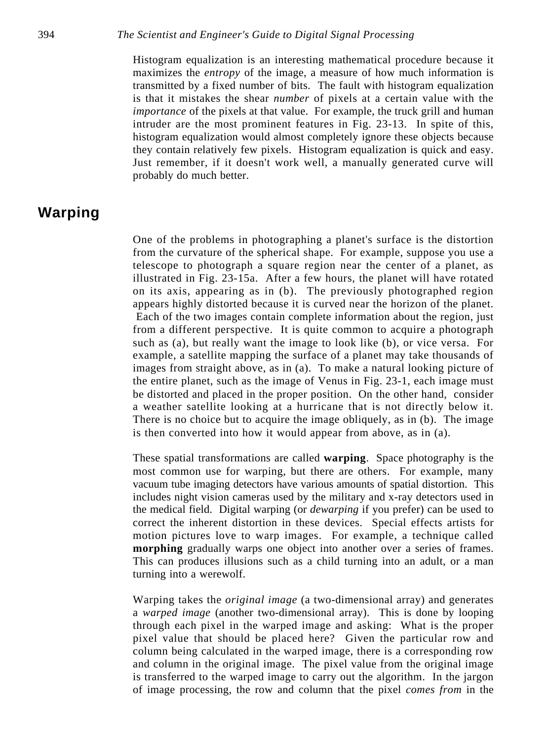Histogram equalization is an interesting mathematical procedure because it maximizes the *entropy* of the image, a measure of how much information is transmitted by a fixed number of bits. The fault with histogram equalization is that it mistakes the shear *number* of pixels at a certain value with the *importance* of the pixels at that value. For example, the truck grill and human intruder are the most prominent features in Fig. 23-13. In spite of this, histogram equalization would almost completely ignore these objects because they contain relatively few pixels. Histogram equalization is quick and easy. Just remember, if it doesn't work well, a manually generated curve will probably do much better.

## Warping

One of the problems in photographing a planet's surface is the distortion from the curvature of the spherical shape. For example, suppose you use a telescope to photograph a square region near the center of a planet, as illustrated in Fig. 23-15a. After a few hours, the planet will have rotated on its axis, appearing as in (b). The previously photographed region appears highly distorted because it is curved near the horizon of the planet. Each of the two images contain complete information about the region, just from a different perspective. It is quite common to acquire a photograph such as (a), but really want the image to look like (b), or vice versa. For example, a satellite mapping the surface of a planet may take thousands of images from straight above, as in (a). To make a natural looking picture of the entire planet, such as the image of Venus in Fig. 23-1, each image must be distorted and placed in the proper position. On the other hand, consider a weather satellite looking at a hurricane that is not directly below it. There is no choice but to acquire the image obliquely, as in (b). The image is then converted into how it would appear from above, as in (a).

These spatial transformations are called **warping**. Space photography is the most common use for warping, but there are others. For example, many vacuum tube imaging detectors have various amounts of spatial distortion. This includes night vision cameras used by the military and x-ray detectors used in the medical field. Digital warping (or *dewarping* if you prefer) can be used to correct the inherent distortion in these devices. Special effects artists for motion pictures love to warp images. For example, a technique called **morphing** gradually warps one object into another over a series of frames. This can produces illusions such as a child turning into an adult, or a man turning into a werewolf.

Warping takes the *original image* (a two-dimensional array) and generates a *warped image* (another two-dimensional array). This is done by looping through each pixel in the warped image and asking: What is the proper pixel value that should be placed here? Given the particular row and column being calculated in the warped image, there is a corresponding row and column in the original image. The pixel value from the original image is transferred to the warped image to carry out the algorithm. In the jargon of image processing, the row and column that the pixel *comes from* in the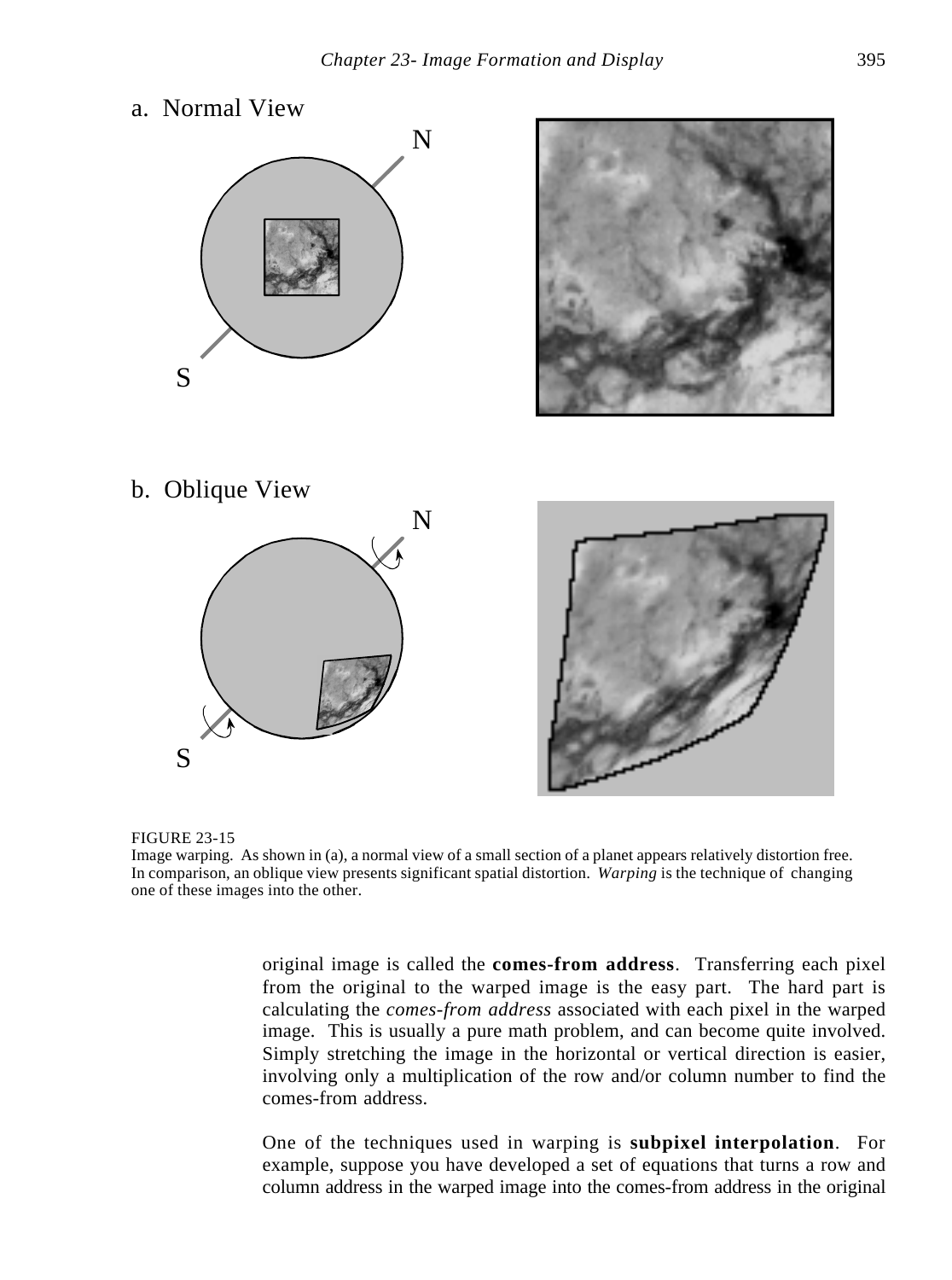a. Normal View

b. Oblique View

FIGURE 23-15
Image warping. As shown in (a), a normal view of a small section of a planet appears relatively distortion free. In comparison, an oblique view presents significant spatial distortion. *Warping* is the technique of changing one of these images into the other.

original image is called the **comes-from address**. Transferring each pixel from the original to the warped image is the easy part. The hard part is calculating the *comes-from address* associated with each pixel in the warped image. This is usually a pure math problem, and can become quite involved. Simply stretching the image in the horizontal or vertical direction is easier, involving only a multiplication of the row and/or column number to find the comes-from address.

One of the techniques used in warping is **subpixel interpolation**. For example, suppose you have developed a set of equations that turns a row and column address in the warped image into the comes-from address in the original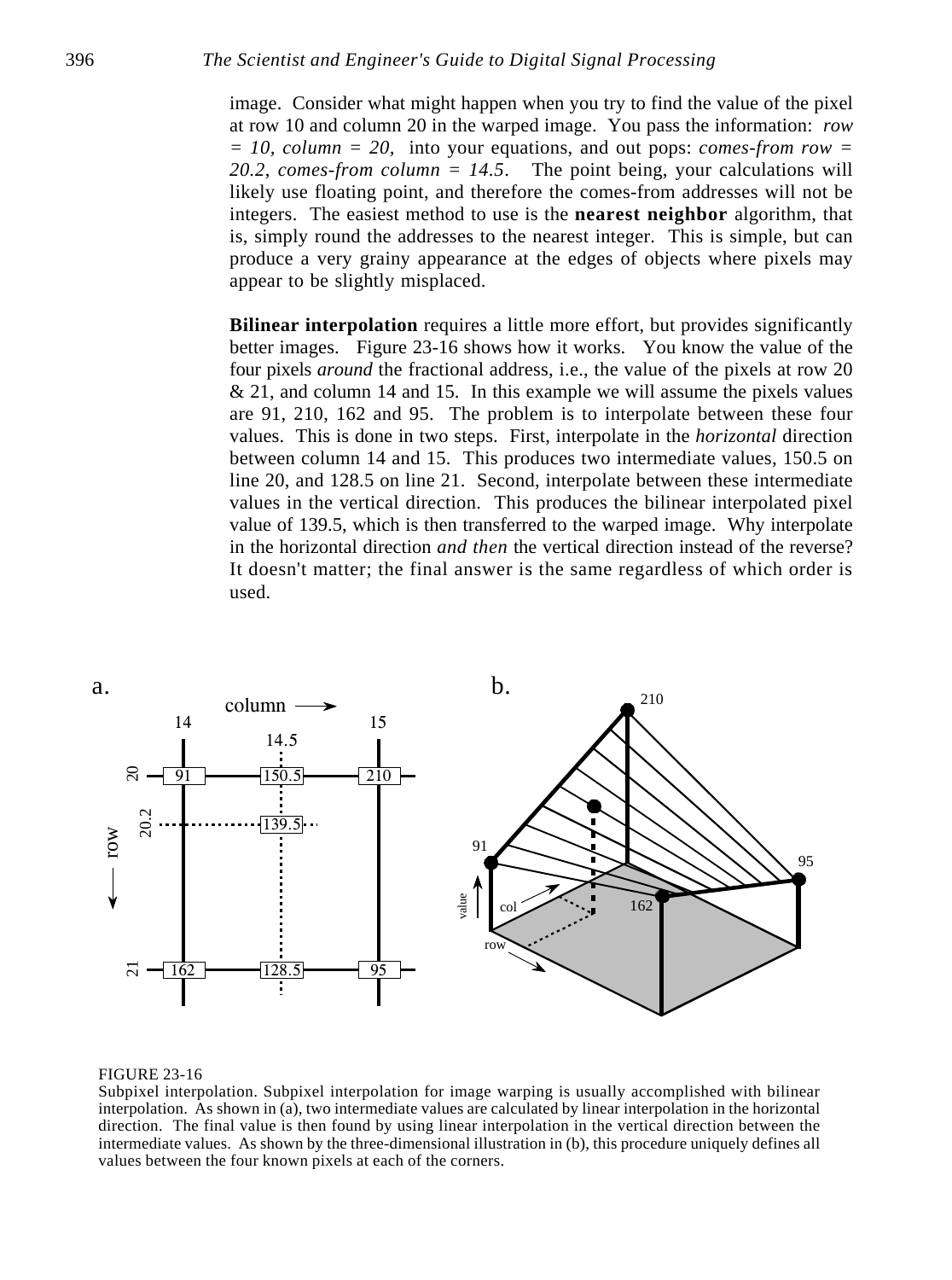image. Consider what might happen when you try to find the value of the pixel at row 10 and column 20 in the warped image. You pass the information: *row = 10, column = 20,* into your equations, and out pops: *comes-from row = 20.2, comes-from column = 14.5*. The point being, your calculations will likely use floating point, and therefore the comes-from addresses will not be integers. The easiest method to use is the **nearest neighbor** algorithm, that is, simply round the addresses to the nearest integer. This is simple, but can produce a very grainy appearance at the edges of objects where pixels may appear to be slightly misplaced.

**Bilinear interpolation** requires a little more effort, but provides significantly better images. Figure 23-16 shows how it works. You know the value of the four pixels *around* the fractional address, i.e., the value of the pixels at row 20 & 21, and column 14 and 15. In this example we will assume the pixels values are 91, 210, 162 and 95. The problem is to interpolate between these four values. This is done in two steps. First, interpolate in the *horizontal* direction between column 14 and 15. This produces two intermediate values, 150.5 on line 20, and 128.5 on line 21. Second, interpolate between these intermediate values in the vertical direction. This produces the bilinear interpolated pixel value of 139.5, which is then transferred to the warped image. Why interpolate in the horizontal direction *and then* the vertical direction instead of the reverse? It doesn't matter; the final answer is the same regardless of which order is used.

a.

column →
14
15
14.5
20
91
150.5
210
20.2
139.5
row ↓
21
162
128.5
95

b.

210
91
95
162
value
col
row

FIGURE 23-16
Subpixel interpolation. Subpixel interpolation for image warping is usually accomplished with bilinear interpolation. As shown in (a), two intermediate values are calculated by linear interpolation in the horizontal direction. The final value is then found by using linear interpolation in the vertical direction between the intermediate values. As shown by the three-dimensional illustration in (b), this procedure uniquely defines all values between the four known pixels at each of the corners.